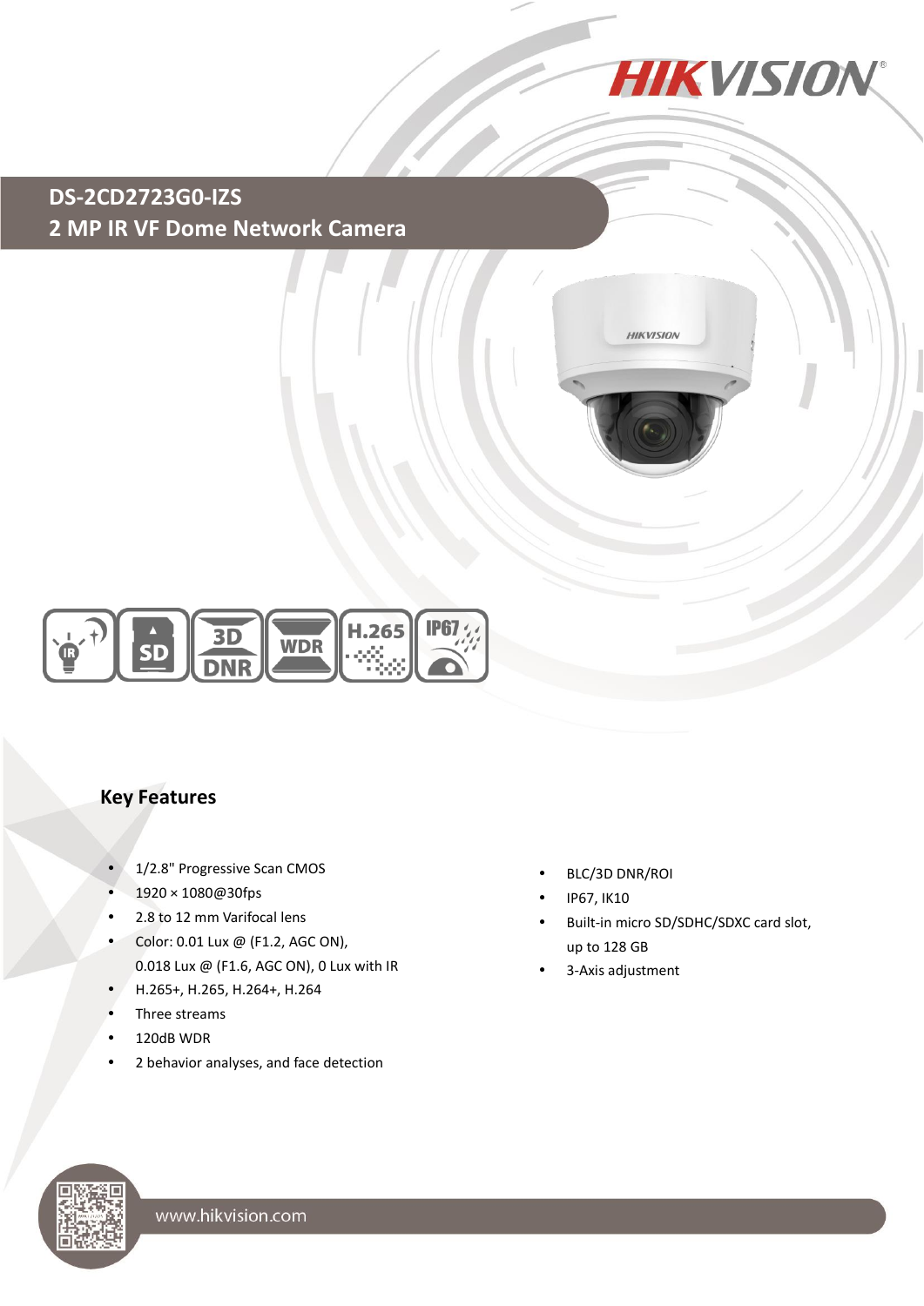# DS-2CD2723G0-IZS

## 2 MP IR VF Dome Network Camera

### Key Features

- 1/2.8" Progressive Scan CMOS
- 1920 × 1080@30fps
- 2.8 to 12 mm Varifocal lens
- Color: 0.01 Lux @ (F1.2, AGC ON), 0.018 Lux @ (F1.6, AGC ON), 0 Lux with IR
- H.265+, H.265, H.264+, H.264
- Three streams
- 120dB WDR
- 2 behavior analyses, and face detection
- BLC/3D DNR/ROI
- IP67, IK10
- Built-in micro SD/SDHC/SDXC card slot, up to 128 GB
- 3-Axis adjustment

www.hikvision.com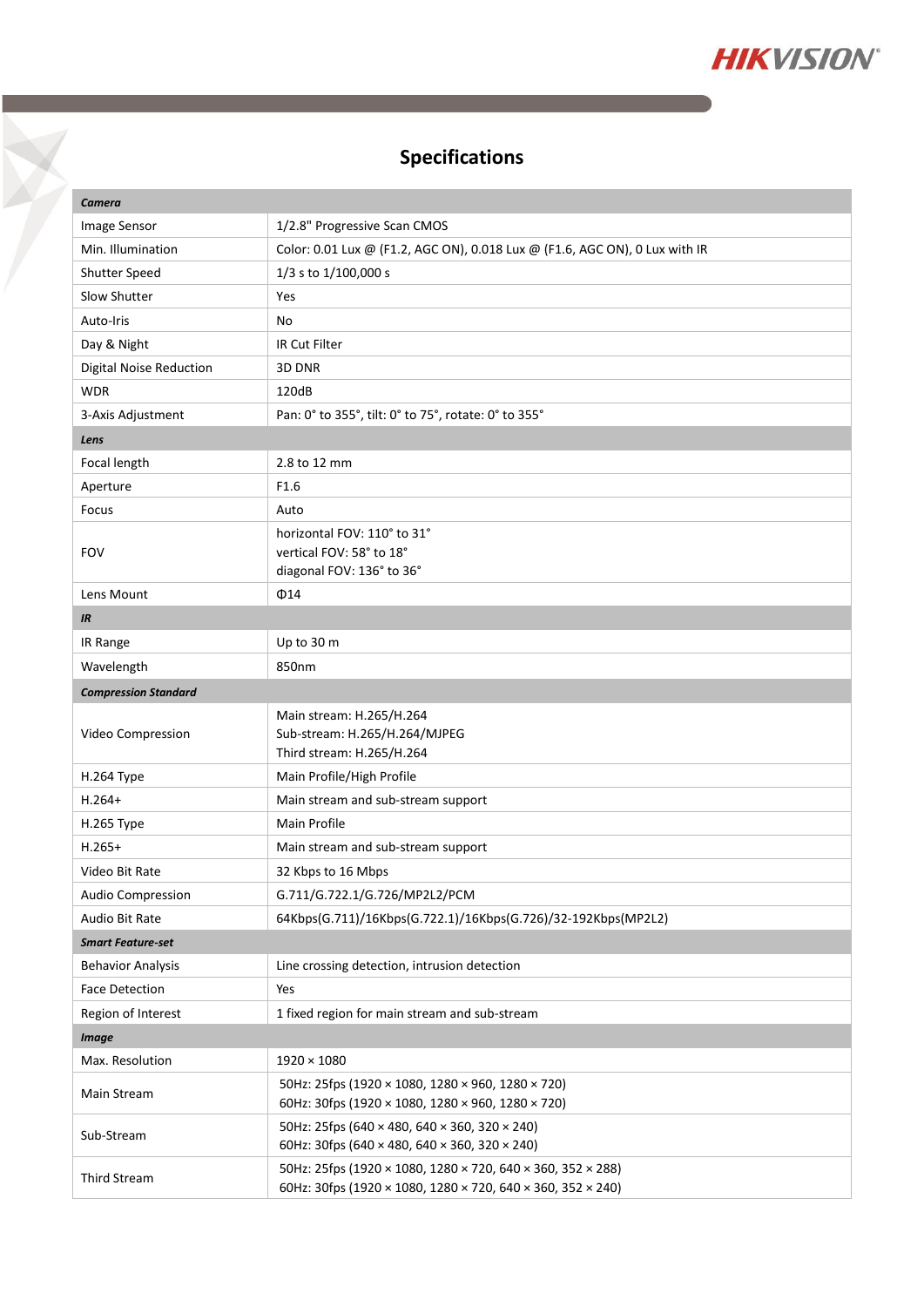# Specifications

| Camera | |
|---|---|
| Image Sensor | 1/2.8" Progressive Scan CMOS |
| Min. Illumination | Color: 0.01 Lux @ (F1.2, AGC ON), 0.018 Lux @ (F1.6, AGC ON), 0 Lux with IR |
| Shutter Speed | 1/3 s to 1/100,000 s |
| Slow Shutter | Yes |
| Auto-Iris | No |
| Day & Night | IR Cut Filter |
| Digital Noise Reduction | 3D DNR |
| WDR | 120dB |
| 3-Axis Adjustment | Pan: 0° to 355°, tilt: 0° to 75°, rotate: 0° to 355° |
| ***Lens*** | |
| Focal length | 2.8 to 12 mm |
| Aperture | F1.6 |
| Focus | Auto |
| FOV | horizontal FOV: 110° to 31°<br>vertical FOV: 58° to 18°<br>diagonal FOV: 136° to 36° |
| Lens Mount | Φ14 |
| ***IR*** | |
| IR Range | Up to 30 m |
| Wavelength | 850nm |
| ***Compression Standard*** | |
| Video Compression | Main stream: H.265/H.264<br>Sub-stream: H.265/H.264/MJPEG<br>Third stream: H.265/H.264 |
| H.264 Type | Main Profile/High Profile |
| H.264+ | Main stream and sub-stream support |
| H.265 Type | Main Profile |
| H.265+ | Main stream and sub-stream support |
| Video Bit Rate | 32 Kbps to 16 Mbps |
| Audio Compression | G.711/G.722.1/G.726/MP2L2/PCM |
| Audio Bit Rate | 64Kbps(G.711)/16Kbps(G.722.1)/16Kbps(G.726)/32-192Kbps(MP2L2) |
| ***Smart Feature-set*** | |
| Behavior Analysis | Line crossing detection, intrusion detection |
| Face Detection | Yes |
| Region of Interest | 1 fixed region for main stream and sub-stream |
| ***Image*** | |
| Max. Resolution | 1920 × 1080 |
| Main Stream | 50Hz: 25fps (1920 × 1080, 1280 × 960, 1280 × 720)<br>60Hz: 30fps (1920 × 1080, 1280 × 960, 1280 × 720) |
| Sub-Stream | 50Hz: 25fps (640 × 480, 640 × 360, 320 × 240)<br>60Hz: 30fps (640 × 480, 640 × 360, 320 × 240) |
| Third Stream | 50Hz: 25fps (1920 × 1080, 1280 × 720, 640 × 360, 352 × 288)<br>60Hz: 30fps (1920 × 1080, 1280 × 720, 640 × 360, 352 × 240) |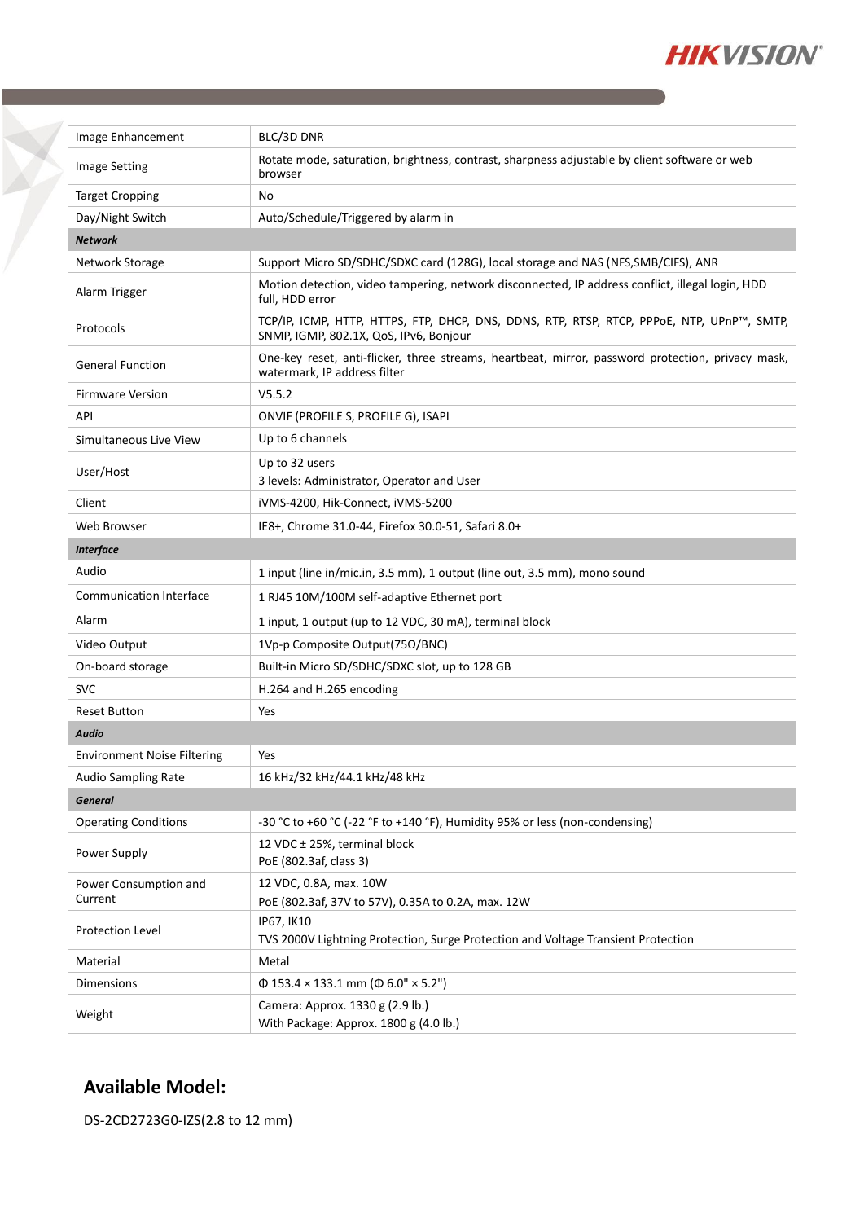| | |
|---|---|
| Image Enhancement | BLC/3D DNR |
| Image Setting | Rotate mode, saturation, brightness, contrast, sharpness adjustable by client software or web browser |
| Target Cropping | No |
| Day/Night Switch | Auto/Schedule/Triggered by alarm in |
| ***Network*** | |
| Network Storage | Support Micro SD/SDHC/SDXC card (128G), local storage and NAS (NFS,SMB/CIFS), ANR |
| Alarm Trigger | Motion detection, video tampering, network disconnected, IP address conflict, illegal login, HDD full, HDD error |
| Protocols | TCP/IP, ICMP, HTTP, HTTPS, FTP, DHCP, DNS, DDNS, RTP, RTSP, RTCP, PPPoE, NTP, UPnP™, SMTP, SNMP, IGMP, 802.1X, QoS, IPv6, Bonjour |
| General Function | One-key reset, anti-flicker, three streams, heartbeat, mirror, password protection, privacy mask, watermark, IP address filter |
| Firmware Version | V5.5.2 |
| API | ONVIF (PROFILE S, PROFILE G), ISAPI |
| Simultaneous Live View | Up to 6 channels |
| User/Host | Up to 32 users<br>3 levels: Administrator, Operator and User |
| Client | iVMS-4200, Hik-Connect, iVMS-5200 |
| Web Browser | IE8+, Chrome 31.0-44, Firefox 30.0-51, Safari 8.0+ |
| ***Interface*** | |
| Audio | 1 input (line in/mic.in, 3.5 mm), 1 output (line out, 3.5 mm), mono sound |
| Communication Interface | 1 RJ45 10M/100M self-adaptive Ethernet port |
| Alarm | 1 input, 1 output (up to 12 VDC, 30 mA), terminal block |
| Video Output | 1Vp-p Composite Output(75Ω/BNC) |
| On-board storage | Built-in Micro SD/SDHC/SDXC slot, up to 128 GB |
| SVC | H.264 and H.265 encoding |
| Reset Button | Yes |
| ***Audio*** | |
| Environment Noise Filtering | Yes |
| Audio Sampling Rate | 16 kHz/32 kHz/44.1 kHz/48 kHz |
| ***General*** | |
| Operating Conditions | -30 °C to +60 °C (-22 °F to +140 °F), Humidity 95% or less (non-condensing) |
| Power Supply | 12 VDC ± 25%, terminal block<br>PoE (802.3af, class 3) |
| Power Consumption and Current | 12 VDC, 0.8A, max. 10W<br>PoE (802.3af, 37V to 57V), 0.35A to 0.2A, max. 12W |
| Protection Level | IP67, IK10<br>TVS 2000V Lightning Protection, Surge Protection and Voltage Transient Protection |
| Material | Metal |
| Dimensions | Φ 153.4 × 133.1 mm (Φ 6.0" × 5.2") |
| Weight | Camera: Approx. 1330 g (2.9 lb.)<br>With Package: Approx. 1800 g (4.0 lb.) |

## Available Model:

DS-2CD2723G0-IZS(2.8 to 12 mm)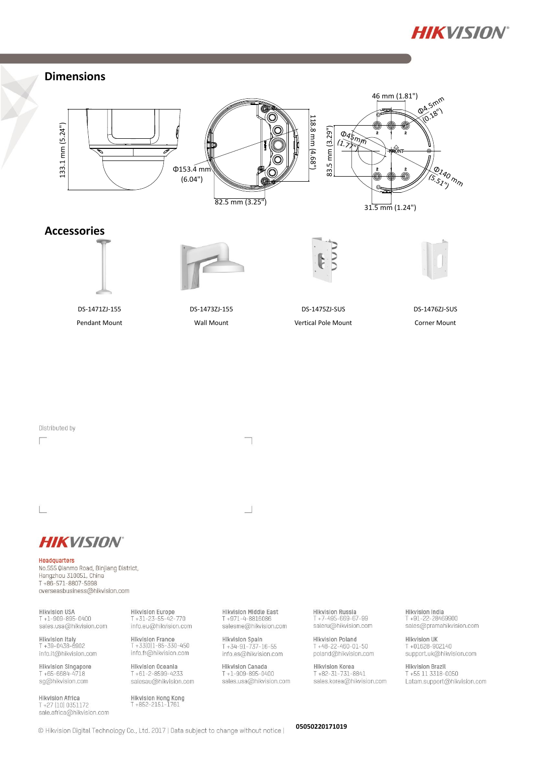## Dimensions

133.1 mm (5.24")

Φ153.4 mm (6.04")

118.8 mm (4.68")

82.5 mm (3.25")

46 mm (1.81")

Φ4.5mm (0.18")

Φ45mm (1.77")

83.5 mm (3.29")

FRONT

Φ140 mm (5.51")

31.5 mm (1.24")

## Accessories

| DS-1471ZJ-155 | DS-1473ZJ-155 | DS-1475ZJ-SUS | DS-1476ZJ-SUS |
|---|---|---|---|
| Pendant Mount | Wall Mount | Vertical Pole Mount | Corner Mount |

Distributed by

**Headquarters**
No.555 Qianmo Road, Binjiang District,
Hangzhou 310051, China
T +86-571-8807-5998
overseasbusiness@hikvision.com

**Hikvision USA**
T +1-909-895-0400
sales.usa@hikvision.com

**Hikvision Europe**
T +31-23-55-42-770
info.eu@hikvision.com

**Hikvision Middle East**
T +971-4-8816086
salesme@hikvision.com

**Hikvision Russia**
T +7-495-669-67-99
saleru@hikvision.com

**Hikvision India**
T +91-22-28469900
sales@pramahikvision.com

**Hikvision Italy**
T +39-0438-6902
info.it@hikvision.com

**Hikvision France**
T +33(0)1-85-330-450
info.fr@hikvision.com

**Hikvision Spain**
T +34-91-737-16-55
info.es@hikvision.com

**Hikvision Poland**
T +48-22-460-01-50
poland@hikvision.com

**Hikvision UK**
T +01628-902140
support.uk@hikvision.com

**Hikvision Singapore**
T +65-6684-4718
sg@hikvision.com

**Hikvision Oceania**
T +61-2-8599-4233
salesau@hikvision.com

**Hikvision Canada**
T +1-909-895-0400
sales.usa@hikvision.com

**Hikvision Korea**
T +82-31-731-8841
sales.korea@hikvision.com

**Hikvision Brazil**
T +55 11 3318-0050
Latam.support@hikvision.com

**Hikvision Africa**
T +27 (10) 0351172
sale.africa@hikvision.com

**Hikvision Hong Kong**
T +852-2151-1761

© Hikvision Digital Technology Co., Ltd. 2017 | Data subject to change without notice | **05050220171019**